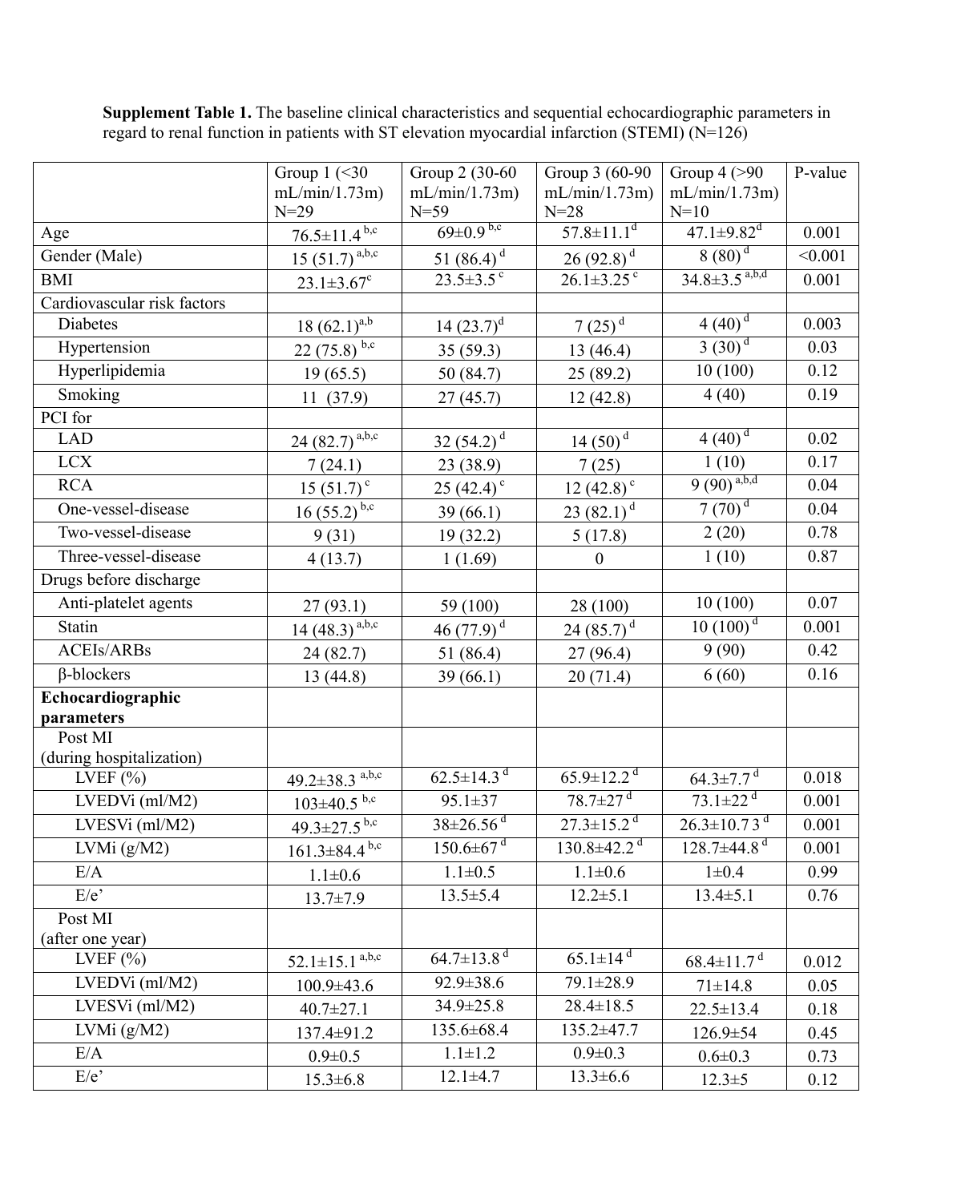**Supplement Table 1.** The baseline clinical characteristics and sequential echocardiographic parameters in regard to renal function in patients with ST elevation myocardial infarction (STEMI) (N=126)

| | Group 1 (<30 mL/min/1.73m) N=29 | Group 2 (30-60 mL/min/1.73m) N=59 | Group 3 (60-90 mL/min/1.73m) N=28 | Group 4 (>90 mL/min/1.73m) N=10 | P-value |
|---|---|---|---|---|---|
| Age | 76.5±11.4 [b,c] | 69±0.9 [b,c] | 57.8±11.1[d] | 47.1±9.82[d] | 0.001 |
| Gender (Male) | 15 (51.7) [a,b,c] | 51 (86.4) [d] | 26 (92.8) [d] | 8 (80) [d] | <0.001 |
| BMI | 23.1±3.67[c] | 23.5±3.5 [c] | 26.1±3.25 [c] | 34.8±3.5 [a,b,d] | 0.001 |
| Cardiovascular risk factors | | | | | |
| Diabetes | 18 (62.1)[a,b] | 14 (23.7)[d] | 7 (25) [d] | 4 (40) [d] | 0.003 |
| Hypertension | 22 (75.8) [b,c] | 35 (59.3) | 13 (46.4) | 3 (30) [d] | 0.03 |
| Hyperlipidemia | 19 (65.5) | 50 (84.7) | 25 (89.2) | 10 (100) | 0.12 |
| Smoking | 11 (37.9) | 27 (45.7) | 12 (42.8) | 4 (40) | 0.19 |
| PCI for | | | | | |
| LAD | 24 (82.7) [a,b,c] | 32 (54.2) [d] | 14 (50) [d] | 4 (40) [d] | 0.02 |
| LCX | 7 (24.1) | 23 (38.9) | 7 (25) | 1 (10) | 0.17 |
| RCA | 15 (51.7) [c] | 25 (42.4) [c] | 12 (42.8) [c] | 9 (90) [a,b,d] | 0.04 |
| One-vessel-disease | 16 (55.2) [b,c] | 39 (66.1) | 23 (82.1) [d] | 7 (70) [d] | 0.04 |
| Two-vessel-disease | 9 (31) | 19 (32.2) | 5 (17.8) | 2 (20) | 0.78 |
| Three-vessel-disease | 4 (13.7) | 1 (1.69) | 0 | 1 (10) | 0.87 |
| Drugs before discharge | | | | | |
| Anti-platelet agents | 27 (93.1) | 59 (100) | 28 (100) | 10 (100) | 0.07 |
| Statin | 14 (48.3) [a,b,c] | 46 (77.9) [d] | 24 (85.7) [d] | 10 (100) [d] | 0.001 |
| ACEIs/ARBs | 24 (82.7) | 51 (86.4) | 27 (96.4) | 9 (90) | 0.42 |
| β-blockers | 13 (44.8) | 39 (66.1) | 20 (71.4) | 6 (60) | 0.16 |
| **Echocardiographic parameters** | | | | | |
| Post MI (during hospitalization) | | | | | |
| LVEF (%) | 49.2±38.3 [a,b,c] | 62.5±14.3 [d] | 65.9±12.2 [d] | 64.3±7.7 [d] | 0.018 |
| LVEDVi (ml/M2) | 103±40.5 [b,c] | 95.1±37 | 78.7±27 [d] | 73.1±22 [d] | 0.001 |
| LVESVi (ml/M2) | 49.3±27.5 [b,c] | 38±26.56 [d] | 27.3±15.2 [d] | 26.3±10.7 3 [d] | 0.001 |
| LVMi (g/M2) | 161.3±84.4 [b,c] | 150.6±67 [d] | 130.8±42.2 [d] | 128.7±44.8 [d] | 0.001 |
| E/A | 1.1±0.6 | 1.1±0.5 | 1.1±0.6 | 1±0.4 | 0.99 |
| E/e' | 13.7±7.9 | 13.5±5.4 | 12.2±5.1 | 13.4±5.1 | 0.76 |
| Post MI (after one year) | | | | | |
| LVEF (%) | 52.1±15.1 [a,b,c] | 64.7±13.8 [d] | 65.1±14 [d] | 68.4±11.7 [d] | 0.012 |
| LVEDVi (ml/M2) | 100.9±43.6 | 92.9±38.6 | 79.1±28.9 | 71±14.8 | 0.05 |
| LVESVi (ml/M2) | 40.7±27.1 | 34.9±25.8 | 28.4±18.5 | 22.5±13.4 | 0.18 |
| LVMi (g/M2) | 137.4±91.2 | 135.6±68.4 | 135.2±47.7 | 126.9±54 | 0.45 |
| E/A | 0.9±0.5 | 1.1±1.2 | 0.9±0.3 | 0.6±0.3 | 0.73 |
| E/e' | 15.3±6.8 | 12.1±4.7 | 13.3±6.6 | 12.3±5 | 0.12 |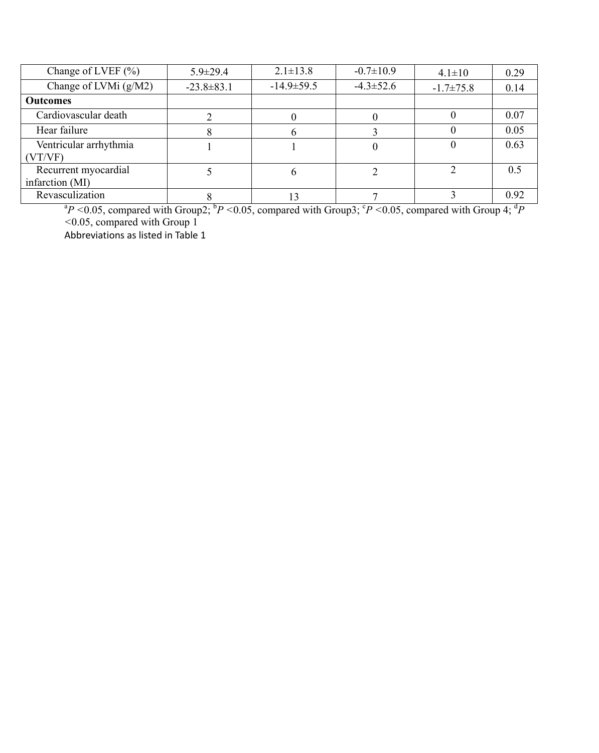| | | | | | |
|---|---|---|---|---|---|
| Change of LVEF (%) | 5.9±29.4 | 2.1±13.8 | -0.7±10.9 | 4.1±10 | 0.29 |
| Change of LVMi (g/M2) | -23.8±83.1 | -14.9±59.5 | -4.3±52.6 | -1.7±75.8 | 0.14 |
| **Outcomes** | | | | | |
| Cardiovascular death | 2 | 0 | 0 | 0 | 0.07 |
| Hear failure | 8 | 6 | 3 | 0 | 0.05 |
| Ventricular arrhythmia (VT/VF) | 1 | 1 | 0 | 0 | 0.63 |
| Recurrent myocardial infarction (MI) | 5 | 6 | 2 | 2 | 0.5 |
| Revasculization | 8 | 13 | 7 | 3 | 0.92 |

[a]$P$ <0.05, compared with Group2; [b]$P$ <0.05, compared with Group3; [c]$P$ <0.05, compared with Group 4; [d]$P$ <0.05, compared with Group 1

Abbreviations as listed in Table 1